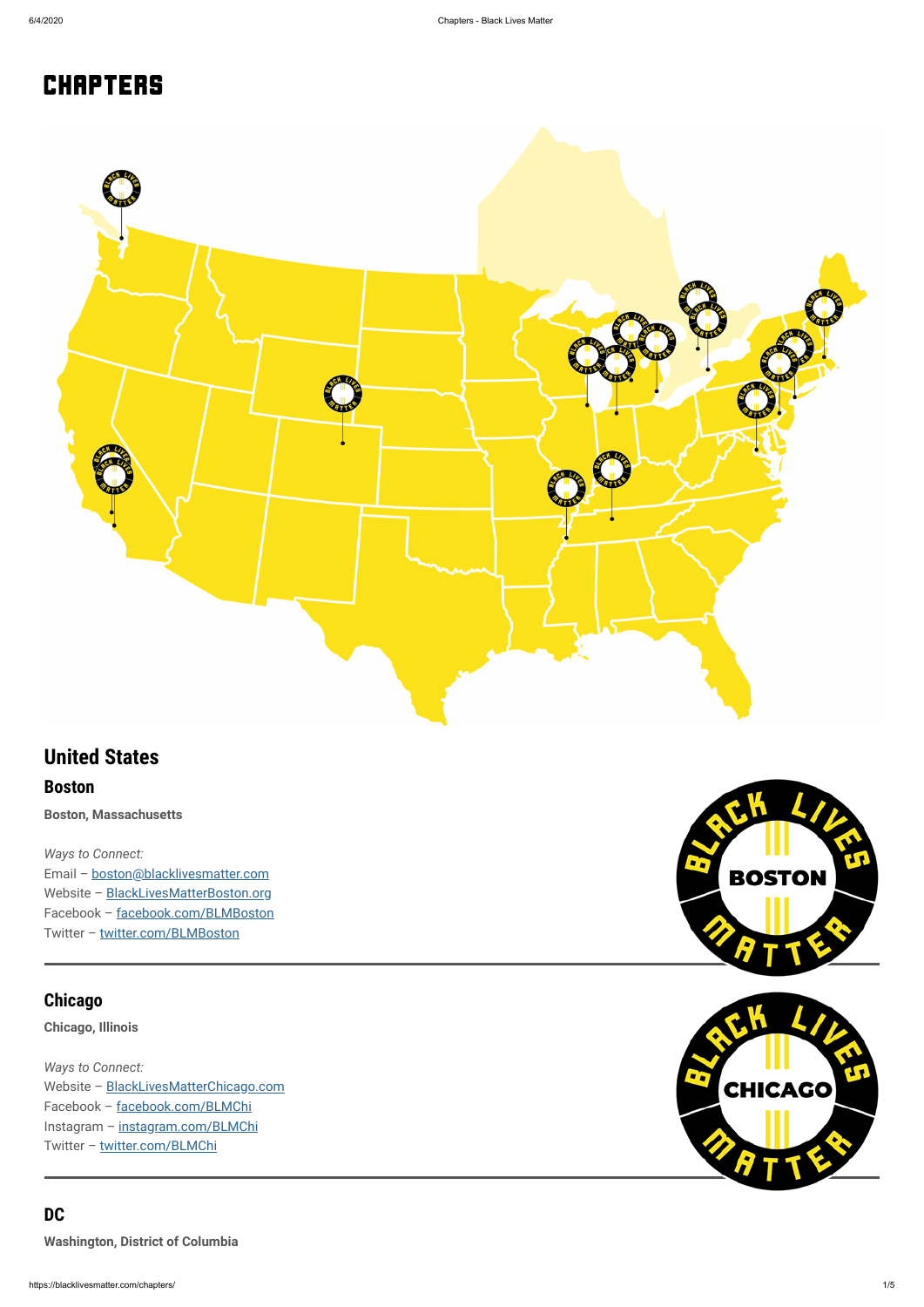# CHAPTERS

## United States

### Boston

**Boston, Massachusetts**

*Ways to Connect:*
Email – boston@blacklivesmatter.com
Website – BlackLivesMatterBoston.org
Facebook – facebook.com/BLMBoston
Twitter – twitter.com/BLMBoston

---

### Chicago

**Chicago, Illinois**

*Ways to Connect:*
Website – BlackLivesMatterChicago.com
Facebook – facebook.com/BLMChi
Instagram – instagram.com/BLMChi
Twitter – twitter.com/BLMChi

---

### DC

**Washington, District of Columbia**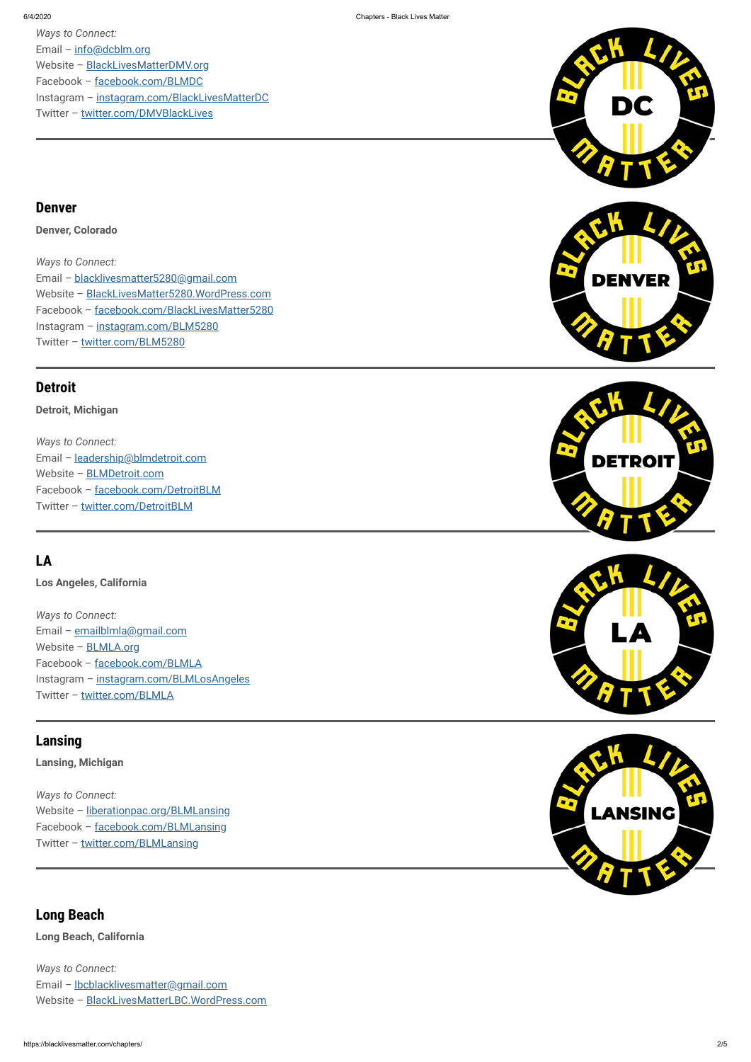*Ways to Connect:*
Email – info@dcblm.org
Website – BlackLivesMatterDMV.org
Facebook – facebook.com/BLMDC
Instagram – instagram.com/BlackLivesMatterDC
Twitter – twitter.com/DMVBlackLives

---

## Denver

**Denver, Colorado**

*Ways to Connect:*
Email – blacklivesmatter5280@gmail.com
Website – BlackLivesMatter5280.WordPress.com
Facebook – facebook.com/BlackLivesMatter5280
Instagram – instagram.com/BLM5280
Twitter – twitter.com/BLM5280

---

## Detroit

**Detroit, Michigan**

*Ways to Connect:*
Email – leadership@blmdetroit.com
Website – BLMDetroit.com
Facebook – facebook.com/DetroitBLM
Twitter – twitter.com/DetroitBLM

---

## LA

**Los Angeles, California**

*Ways to Connect:*
Email – emailblmla@gmail.com
Website – BLMLA.org
Facebook – facebook.com/BLMLA
Instagram – instagram.com/BLMLosAngeles
Twitter – twitter.com/BLMLA

---

## Lansing

**Lansing, Michigan**

*Ways to Connect:*
Website – liberationpac.org/BLMLansing
Facebook – facebook.com/BLMLansing
Twitter – twitter.com/BLMLansing

---

## Long Beach

**Long Beach, California**

*Ways to Connect:*
Email – lbcblacklivesmatter@gmail.com
Website – BlackLivesMatterLBC.WordPress.com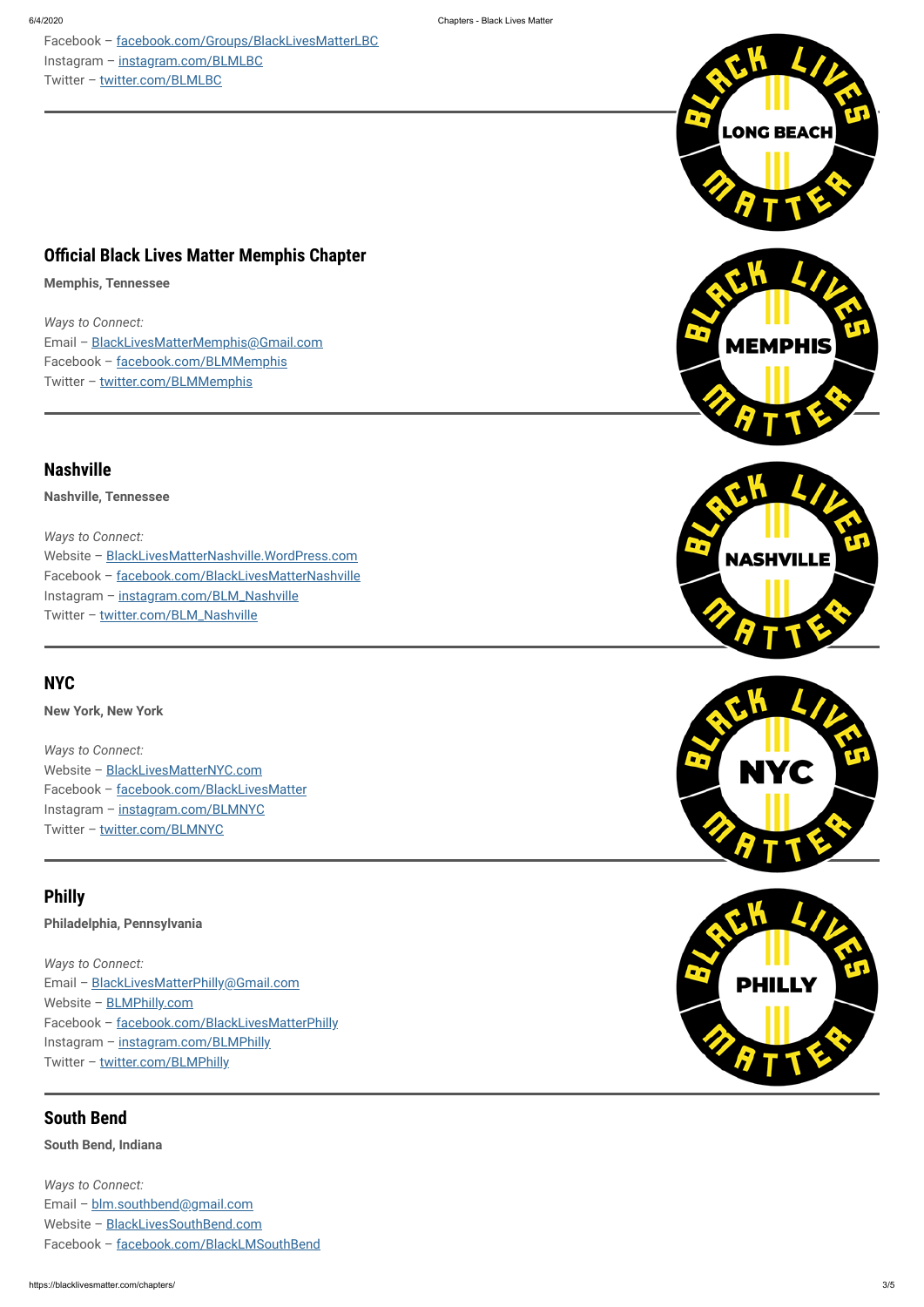Facebook – facebook.com/Groups/BlackLivesMatterLBC
Instagram – instagram.com/BLMLBC
Twitter – twitter.com/BLMLBC

---

## Official Black Lives Matter Memphis Chapter

**Memphis, Tennessee**

*Ways to Connect:*
Email – BlackLivesMatterMemphis@Gmail.com
Facebook – facebook.com/BLMMemphis
Twitter – twitter.com/BLMMemphis

---

## Nashville

**Nashville, Tennessee**

*Ways to Connect:*
Website – BlackLivesMatterNashville.WordPress.com
Facebook – facebook.com/BlackLivesMatterNashville
Instagram – instagram.com/BLM_Nashville
Twitter – twitter.com/BLM_Nashville

---

## NYC

**New York, New York**

*Ways to Connect:*
Website – BlackLivesMatterNYC.com
Facebook – facebook.com/BlackLivesMatter
Instagram – instagram.com/BLMNYC
Twitter – twitter.com/BLMNYC

---

## Philly

**Philadelphia, Pennsylvania**

*Ways to Connect:*
Email – BlackLivesMatterPhilly@Gmail.com
Website – BLMPhilly.com
Facebook – facebook.com/BlackLivesMatterPhilly
Instagram – instagram.com/BLMPhilly
Twitter – twitter.com/BLMPhilly

---

## South Bend

**South Bend, Indiana**

*Ways to Connect:*
Email – blm.southbend@gmail.com
Website – BlackLivesSouthBend.com
Facebook – facebook.com/BlackLMSouthBend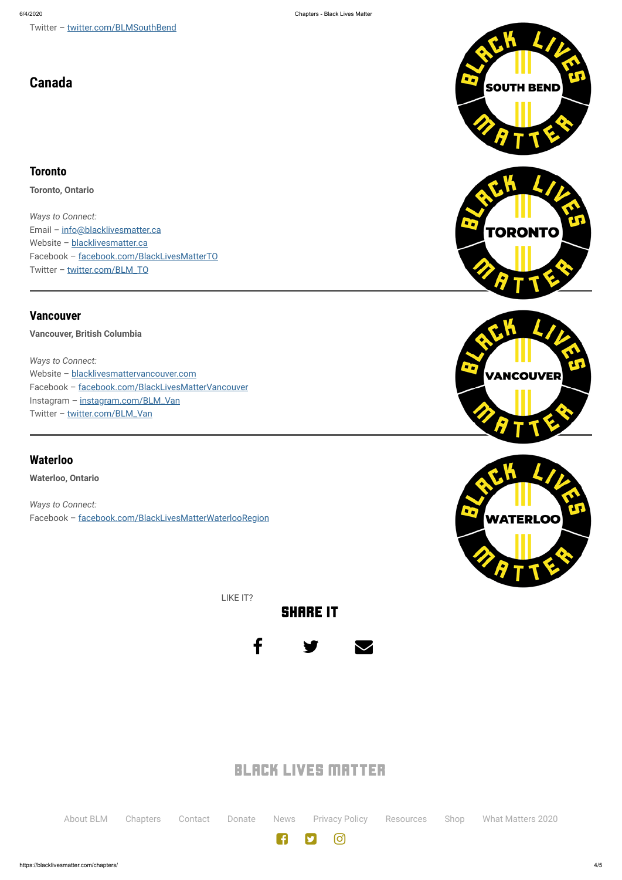Twitter – twitter.com/BLMSouthBend

## Canada

### Toronto

**Toronto, Ontario**

*Ways to Connect:*
Email – info@blacklivesmatter.ca
Website – blacklivesmatter.ca
Facebook – facebook.com/BlackLivesMatterTO
Twitter – twitter.com/BLM_TO

---

### Vancouver

**Vancouver, British Columbia**

*Ways to Connect:*
Website – blacklivesmattervancouver.com
Facebook – facebook.com/BlackLivesMatterVancouver
Instagram – instagram.com/BLM_Van
Twitter – twitter.com/BLM_Van

---

### Waterloo

**Waterloo, Ontario**

*Ways to Connect:*
Facebook – facebook.com/BlackLivesMatterWaterlooRegion

LIKE IT?

**SHARE IT**

BLACK LIVES MATTER

About BLM Chapters Contact Donate News Privacy Policy Resources Shop What Matters 2020